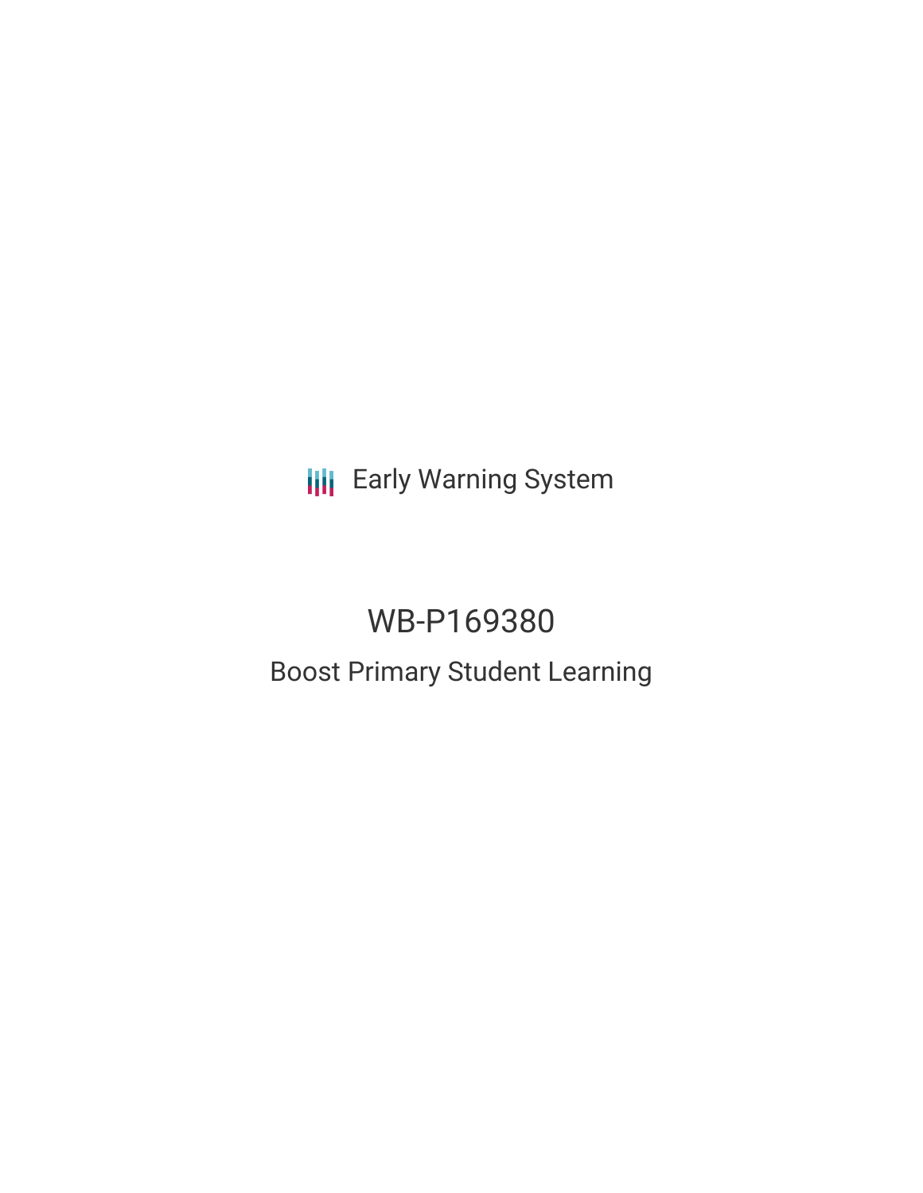Early Warning System

# WB-P169380

## Boost Primary Student Learning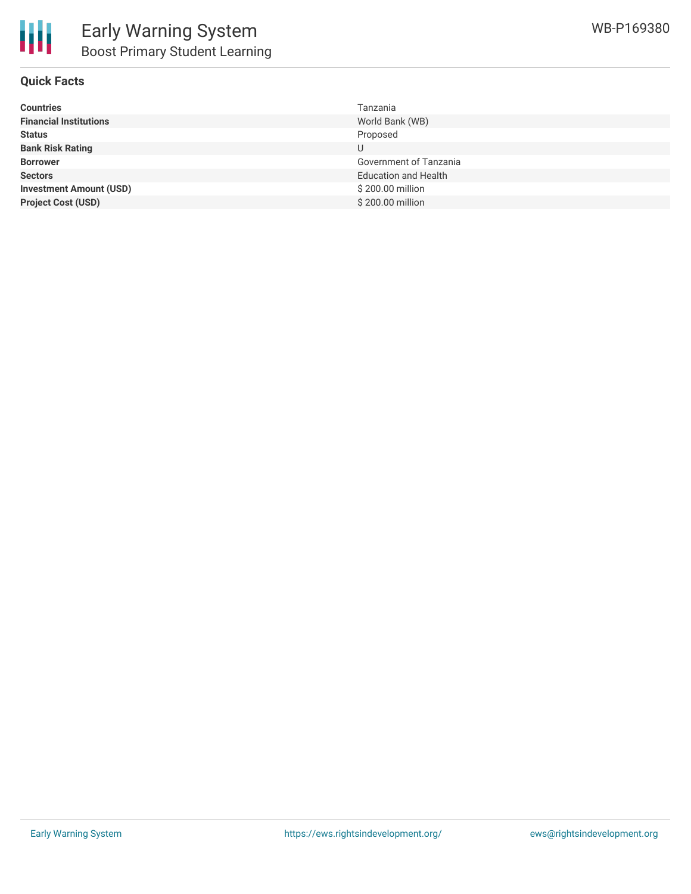# Early Warning System

## Boost Primary Student Learning

WB-P169380

### Quick Facts

| | |
|---|---|
| **Countries** | Tanzania |
| **Financial Institutions** | World Bank (WB) |
| **Status** | Proposed |
| **Bank Risk Rating** | U |
| **Borrower** | Government of Tanzania |
| **Sectors** | Education and Health |
| **Investment Amount (USD)** | $ 200.00 million |
| **Project Cost (USD)** | $ 200.00 million |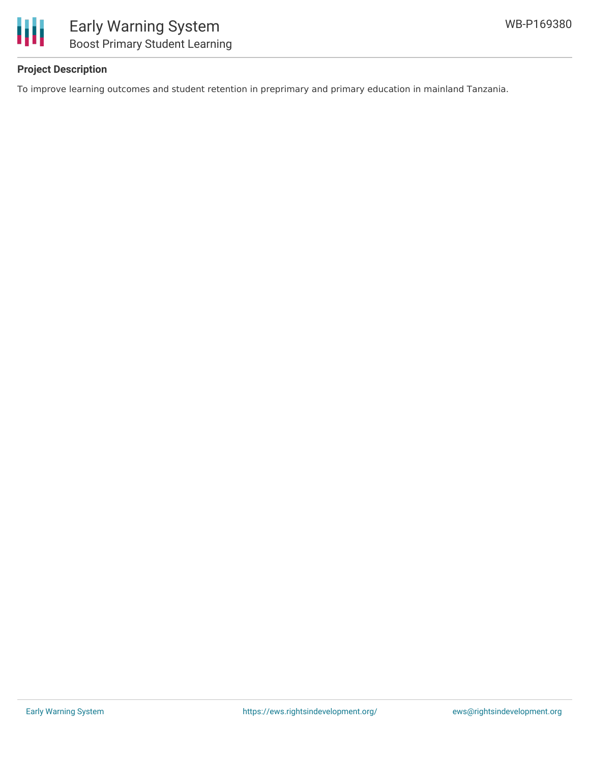## Project Description

To improve learning outcomes and student retention in preprimary and primary education in mainland Tanzania.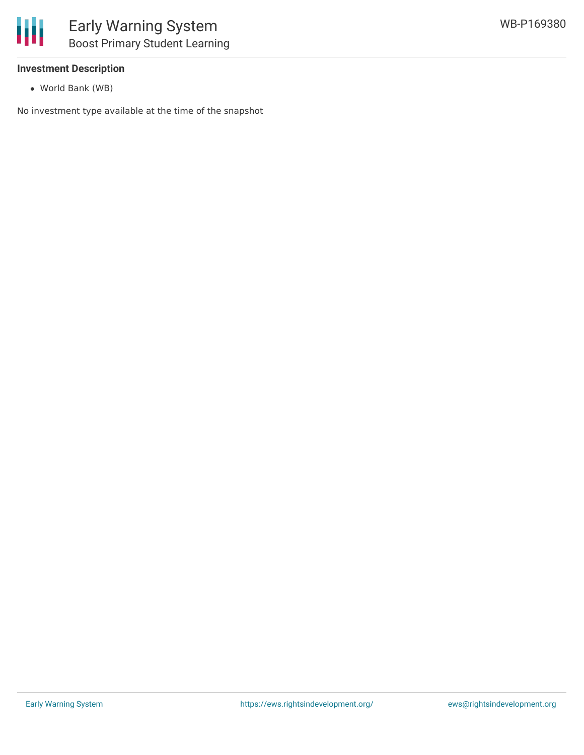**Investment Description**

- World Bank (WB)

No investment type available at the time of the snapshot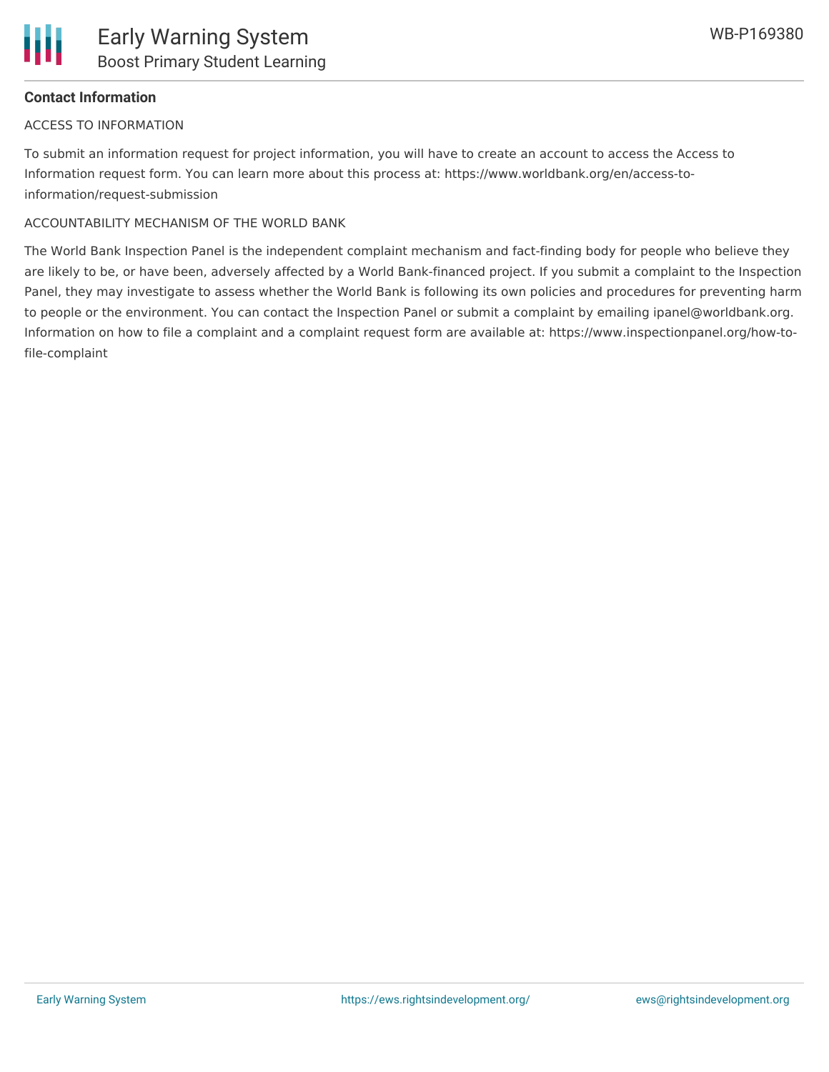**Contact Information**

ACCESS TO INFORMATION

To submit an information request for project information, you will have to create an account to access the Access to Information request form. You can learn more about this process at: https://www.worldbank.org/en/access-to-information/request-submission

ACCOUNTABILITY MECHANISM OF THE WORLD BANK

The World Bank Inspection Panel is the independent complaint mechanism and fact-finding body for people who believe they are likely to be, or have been, adversely affected by a World Bank-financed project. If you submit a complaint to the Inspection Panel, they may investigate to assess whether the World Bank is following its own policies and procedures for preventing harm to people or the environment. You can contact the Inspection Panel or submit a complaint by emailing ipanel@worldbank.org. Information on how to file a complaint and a complaint request form are available at: https://www.inspectionpanel.org/how-to-file-complaint